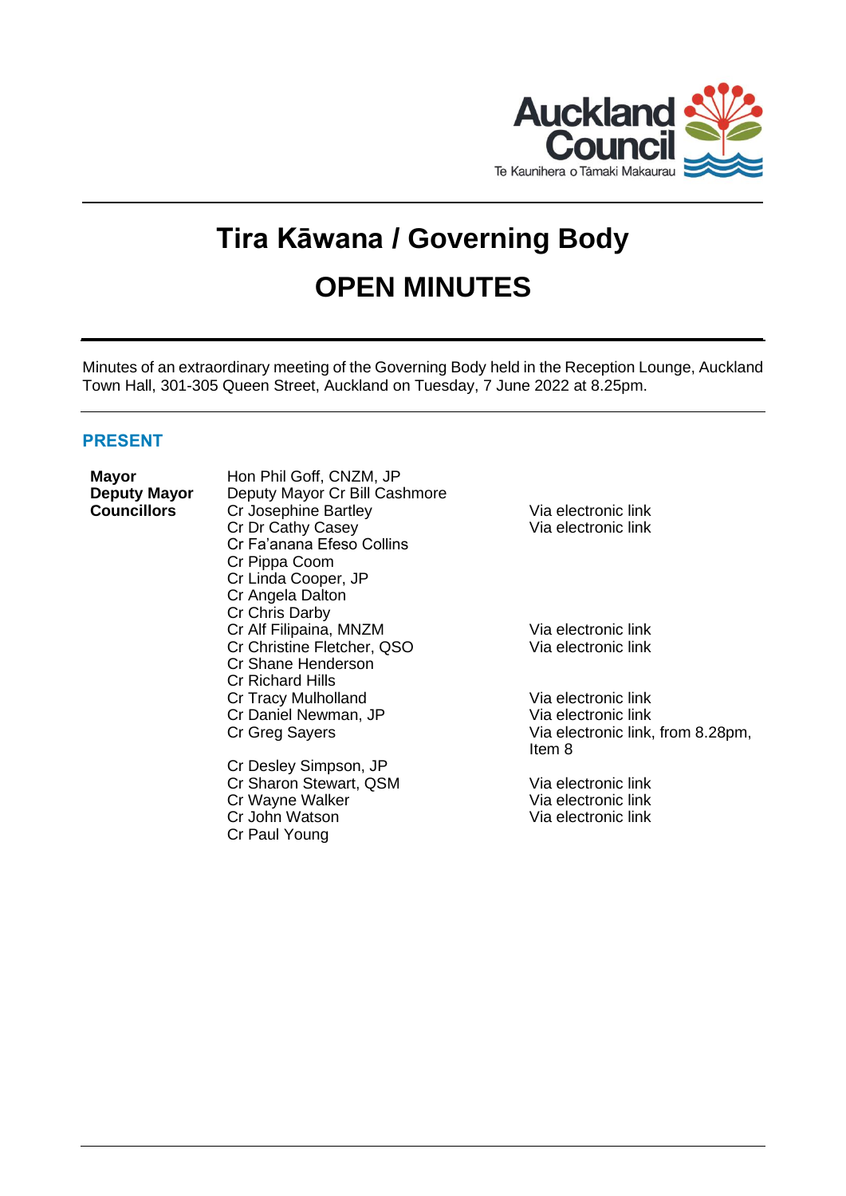# Tira Kāwana / Governing Body

# OPEN MINUTES

Minutes of an extraordinary meeting of the Governing Body held in the Reception Lounge, Auckland Town Hall, 301-305 Queen Street, Auckland on Tuesday, 7 June 2022 at 8.25pm.

## PRESENT

| | | |
|---|---|---|
| **Mayor** | Hon Phil Goff, CNZM, JP | |
| **Deputy Mayor** | Deputy Mayor Cr Bill Cashmore | |
| **Councillors** | Cr Josephine Bartley | Via electronic link |
| | Cr Dr Cathy Casey | Via electronic link |
| | Cr Fa'anana Efeso Collins | |
| | Cr Pippa Coom | |
| | Cr Linda Cooper, JP | |
| | Cr Angela Dalton | |
| | Cr Chris Darby | |
| | Cr Alf Filipaina, MNZM | Via electronic link |
| | Cr Christine Fletcher, QSO | Via electronic link |
| | Cr Shane Henderson | |
| | Cr Richard Hills | |
| | Cr Tracy Mulholland | Via electronic link |
| | Cr Daniel Newman, JP | Via electronic link |
| | Cr Greg Sayers | Via electronic link, from 8.28pm, Item 8 |
| | Cr Desley Simpson, JP | |
| | Cr Sharon Stewart, QSM | Via electronic link |
| | Cr Wayne Walker | Via electronic link |
| | Cr John Watson | Via electronic link |
| | Cr Paul Young | |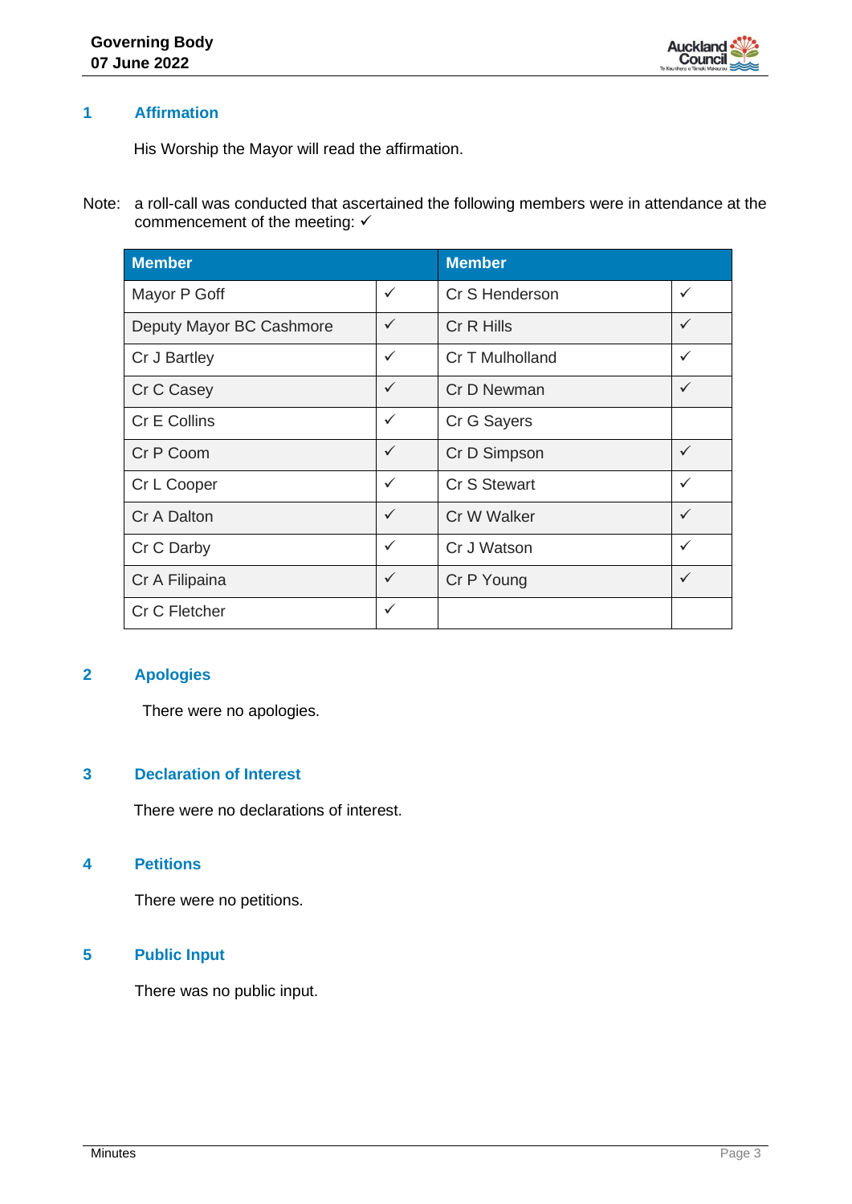## 1 Affirmation

His Worship the Mayor will read the affirmation.

Note: a roll-call was conducted that ascertained the following members were in attendance at the commencement of the meeting: ✓

| Member | | Member | |
|---|---|---|---|
| Mayor P Goff | ✓ | Cr S Henderson | ✓ |
| Deputy Mayor BC Cashmore | ✓ | Cr R Hills | ✓ |
| Cr J Bartley | ✓ | Cr T Mulholland | ✓ |
| Cr C Casey | ✓ | Cr D Newman | ✓ |
| Cr E Collins | ✓ | Cr G Sayers | |
| Cr P Coom | ✓ | Cr D Simpson | ✓ |
| Cr L Cooper | ✓ | Cr S Stewart | ✓ |
| Cr A Dalton | ✓ | Cr W Walker | ✓ |
| Cr C Darby | ✓ | Cr J Watson | ✓ |
| Cr A Filipaina | ✓ | Cr P Young | ✓ |
| Cr C Fletcher | ✓ | | |

## 2 Apologies

There were no apologies.

## 3 Declaration of Interest

There were no declarations of interest.

## 4 Petitions

There were no petitions.

## 5 Public Input

There was no public input.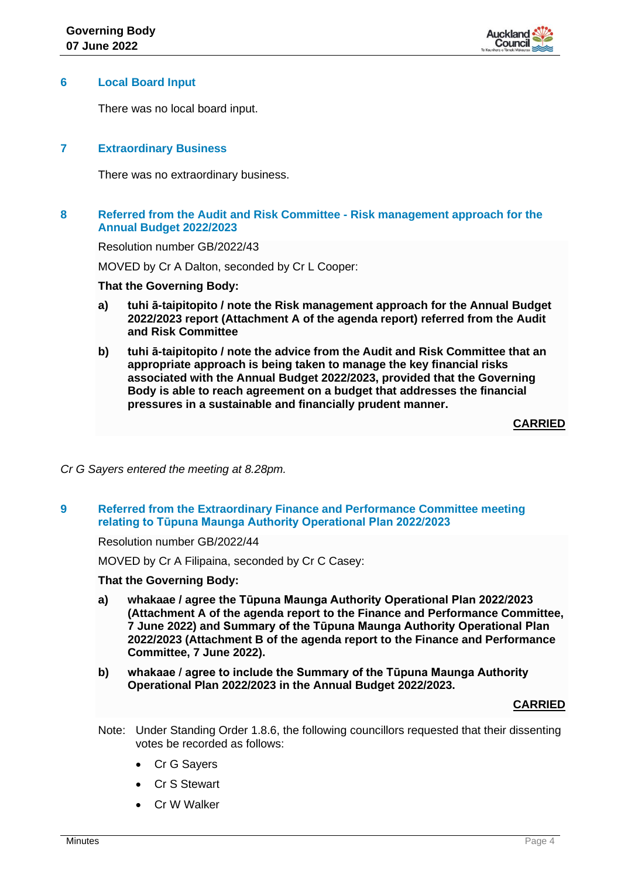## 6 Local Board Input

There was no local board input.

## 7 Extraordinary Business

There was no extraordinary business.

## 8 Referred from the Audit and Risk Committee - Risk management approach for the Annual Budget 2022/2023

Resolution number GB/2022/43

MOVED by Cr A Dalton, seconded by Cr L Cooper:

**That the Governing Body:**

**a) tuhi ā-taipitopito / note the Risk management approach for the Annual Budget 2022/2023 report (Attachment A of the agenda report) referred from the Audit and Risk Committee**

**b) tuhi ā-taipitopito / note the advice from the Audit and Risk Committee that an appropriate approach is being taken to manage the key financial risks associated with the Annual Budget 2022/2023, provided that the Governing Body is able to reach agreement on a budget that addresses the financial pressures in a sustainable and financially prudent manner.**

**CARRIED**

*Cr G Sayers entered the meeting at 8.28pm.*

## 9 Referred from the Extraordinary Finance and Performance Committee meeting relating to Tūpuna Maunga Authority Operational Plan 2022/2023

Resolution number GB/2022/44

MOVED by Cr A Filipaina, seconded by Cr C Casey:

**That the Governing Body:**

**a) whakaae / agree the Tūpuna Maunga Authority Operational Plan 2022/2023 (Attachment A of the agenda report to the Finance and Performance Committee, 7 June 2022) and Summary of the Tūpuna Maunga Authority Operational Plan 2022/2023 (Attachment B of the agenda report to the Finance and Performance Committee, 7 June 2022).**

**b) whakaae / agree to include the Summary of the Tūpuna Maunga Authority Operational Plan 2022/2023 in the Annual Budget 2022/2023.**

**CARRIED**

Note: Under Standing Order 1.8.6, the following councillors requested that their dissenting votes be recorded as follows:

- Cr G Sayers
- Cr S Stewart
- Cr W Walker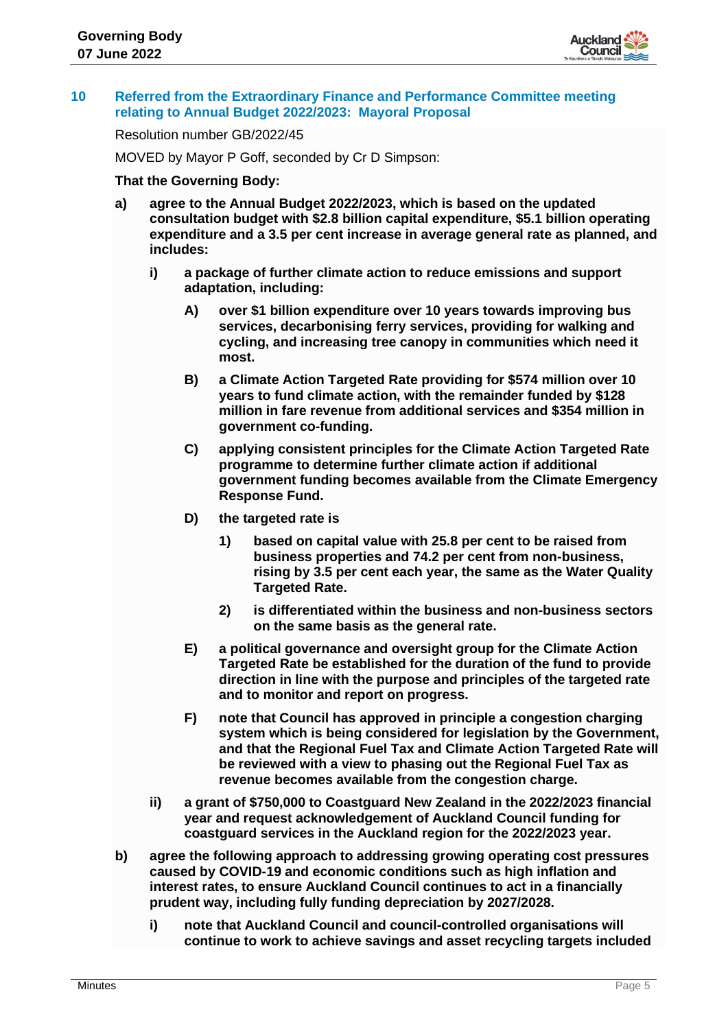## 10 Referred from the Extraordinary Finance and Performance Committee meeting relating to Annual Budget 2022/2023: Mayoral Proposal

Resolution number GB/2022/45

MOVED by Mayor P Goff, seconded by Cr D Simpson:

**That the Governing Body:**

**a) agree to the Annual Budget 2022/2023, which is based on the updated consultation budget with $2.8 billion capital expenditure, $5.1 billion operating expenditure and a 3.5 per cent increase in average general rate as planned, and includes:**

**i) a package of further climate action to reduce emissions and support adaptation, including:**

**A) over $1 billion expenditure over 10 years towards improving bus services, decarbonising ferry services, providing for walking and cycling, and increasing tree canopy in communities which need it most.**

**B) a Climate Action Targeted Rate providing for $574 million over 10 years to fund climate action, with the remainder funded by $128 million in fare revenue from additional services and $354 million in government co-funding.**

**C) applying consistent principles for the Climate Action Targeted Rate programme to determine further climate action if additional government funding becomes available from the Climate Emergency Response Fund.**

**D) the targeted rate is**

**1) based on capital value with 25.8 per cent to be raised from business properties and 74.2 per cent from non-business, rising by 3.5 per cent each year, the same as the Water Quality Targeted Rate.**

**2) is differentiated within the business and non-business sectors on the same basis as the general rate.**

**E) a political governance and oversight group for the Climate Action Targeted Rate be established for the duration of the fund to provide direction in line with the purpose and principles of the targeted rate and to monitor and report on progress.**

**F) note that Council has approved in principle a congestion charging system which is being considered for legislation by the Government, and that the Regional Fuel Tax and Climate Action Targeted Rate will be reviewed with a view to phasing out the Regional Fuel Tax as revenue becomes available from the congestion charge.**

**ii) a grant of $750,000 to Coastguard New Zealand in the 2022/2023 financial year and request acknowledgement of Auckland Council funding for coastguard services in the Auckland region for the 2022/2023 year.**

**b) agree the following approach to addressing growing operating cost pressures caused by COVID-19 and economic conditions such as high inflation and interest rates, to ensure Auckland Council continues to act in a financially prudent way, including fully funding depreciation by 2027/2028.**

**i) note that Auckland Council and council-controlled organisations will continue to work to achieve savings and asset recycling targets included**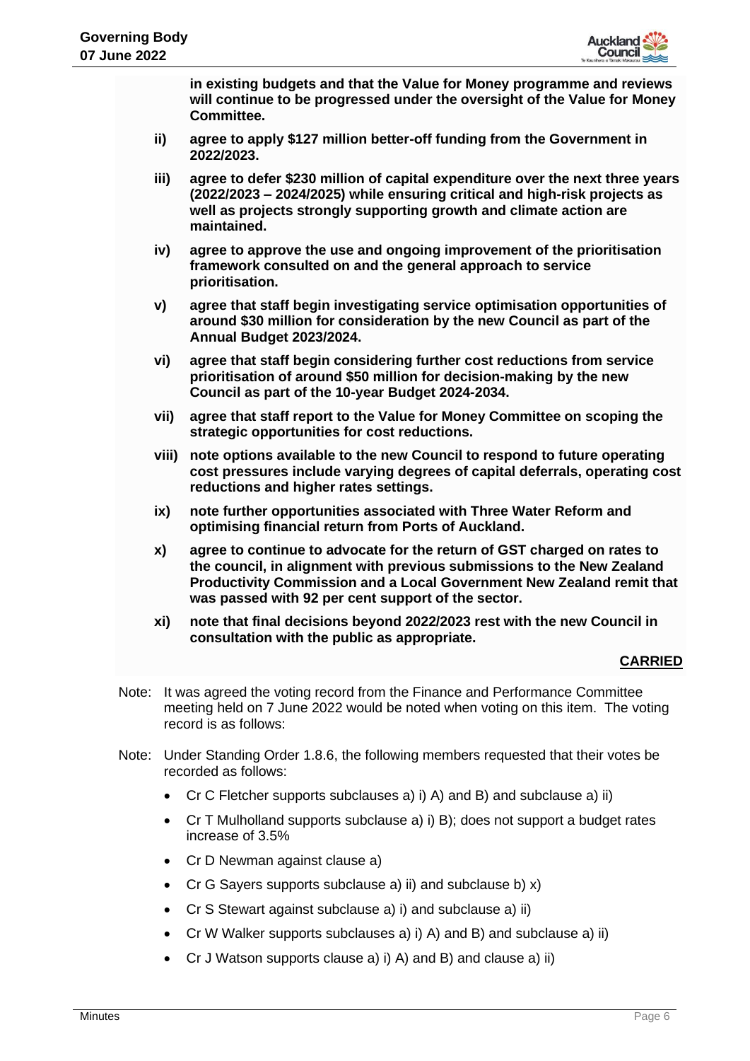**in existing budgets and that the Value for Money programme and reviews will continue to be progressed under the oversight of the Value for Money Committee.**

**ii) agree to apply $127 million better-off funding from the Government in 2022/2023.**

**iii) agree to defer $230 million of capital expenditure over the next three years (2022/2023 – 2024/2025) while ensuring critical and high-risk projects as well as projects strongly supporting growth and climate action are maintained.**

**iv) agree to approve the use and ongoing improvement of the prioritisation framework consulted on and the general approach to service prioritisation.**

**v) agree that staff begin investigating service optimisation opportunities of around $30 million for consideration by the new Council as part of the Annual Budget 2023/2024.**

**vi) agree that staff begin considering further cost reductions from service prioritisation of around $50 million for decision-making by the new Council as part of the 10-year Budget 2024-2034.**

**vii) agree that staff report to the Value for Money Committee on scoping the strategic opportunities for cost reductions.**

**viii) note options available to the new Council to respond to future operating cost pressures include varying degrees of capital deferrals, operating cost reductions and higher rates settings.**

**ix) note further opportunities associated with Three Water Reform and optimising financial return from Ports of Auckland.**

**x) agree to continue to advocate for the return of GST charged on rates to the council, in alignment with previous submissions to the New Zealand Productivity Commission and a Local Government New Zealand remit that was passed with 92 per cent support of the sector.**

**xi) note that final decisions beyond 2022/2023 rest with the new Council in consultation with the public as appropriate.**

**CARRIED**

Note: It was agreed the voting record from the Finance and Performance Committee meeting held on 7 June 2022 would be noted when voting on this item. The voting record is as follows:

Note: Under Standing Order 1.8.6, the following members requested that their votes be recorded as follows:

- Cr C Fletcher supports subclauses a) i) A) and B) and subclause a) ii)
- Cr T Mulholland supports subclause a) i) B); does not support a budget rates increase of 3.5%
- Cr D Newman against clause a)
- Cr G Sayers supports subclause a) ii) and subclause b) x)
- Cr S Stewart against subclause a) i) and subclause a) ii)
- Cr W Walker supports subclauses a) i) A) and B) and subclause a) ii)
- Cr J Watson supports clause a) i) A) and B) and clause a) ii)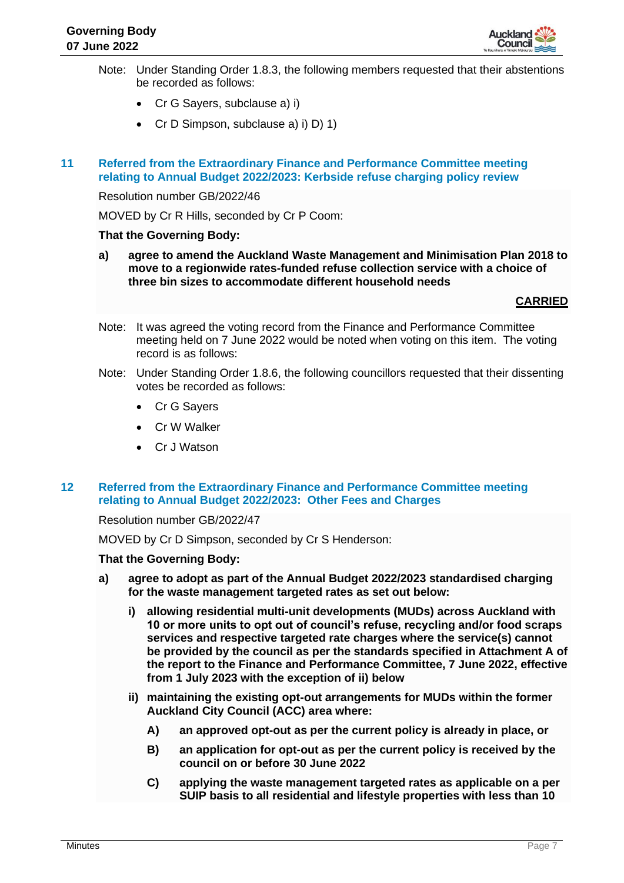Note: Under Standing Order 1.8.3, the following members requested that their abstentions be recorded as follows:

- Cr G Sayers, subclause a) i)
- Cr D Simpson, subclause a) i) D) 1)

## 11 Referred from the Extraordinary Finance and Performance Committee meeting relating to Annual Budget 2022/2023: Kerbside refuse charging policy review

Resolution number GB/2022/46

MOVED by Cr R Hills, seconded by Cr P Coom:

**That the Governing Body:**

**a) agree to amend the Auckland Waste Management and Minimisation Plan 2018 to move to a regionwide rates-funded refuse collection service with a choice of three bin sizes to accommodate different household needs**

**CARRIED**

Note: It was agreed the voting record from the Finance and Performance Committee meeting held on 7 June 2022 would be noted when voting on this item. The voting record is as follows:

Note: Under Standing Order 1.8.6, the following councillors requested that their dissenting votes be recorded as follows:

- Cr G Sayers
- Cr W Walker
- Cr J Watson

## 12 Referred from the Extraordinary Finance and Performance Committee meeting relating to Annual Budget 2022/2023: Other Fees and Charges

Resolution number GB/2022/47

MOVED by Cr D Simpson, seconded by Cr S Henderson:

**That the Governing Body:**

**a) agree to adopt as part of the Annual Budget 2022/2023 standardised charging for the waste management targeted rates as set out below:**

**i) allowing residential multi-unit developments (MUDs) across Auckland with 10 or more units to opt out of council's refuse, recycling and/or food scraps services and respective targeted rate charges where the service(s) cannot be provided by the council as per the standards specified in Attachment A of the report to the Finance and Performance Committee, 7 June 2022, effective from 1 July 2023 with the exception of ii) below**

**ii) maintaining the existing opt-out arrangements for MUDs within the former Auckland City Council (ACC) area where:**

**A) an approved opt-out as per the current policy is already in place, or**

**B) an application for opt-out as per the current policy is received by the council on or before 30 June 2022**

**C) applying the waste management targeted rates as applicable on a per SUIP basis to all residential and lifestyle properties with less than 10**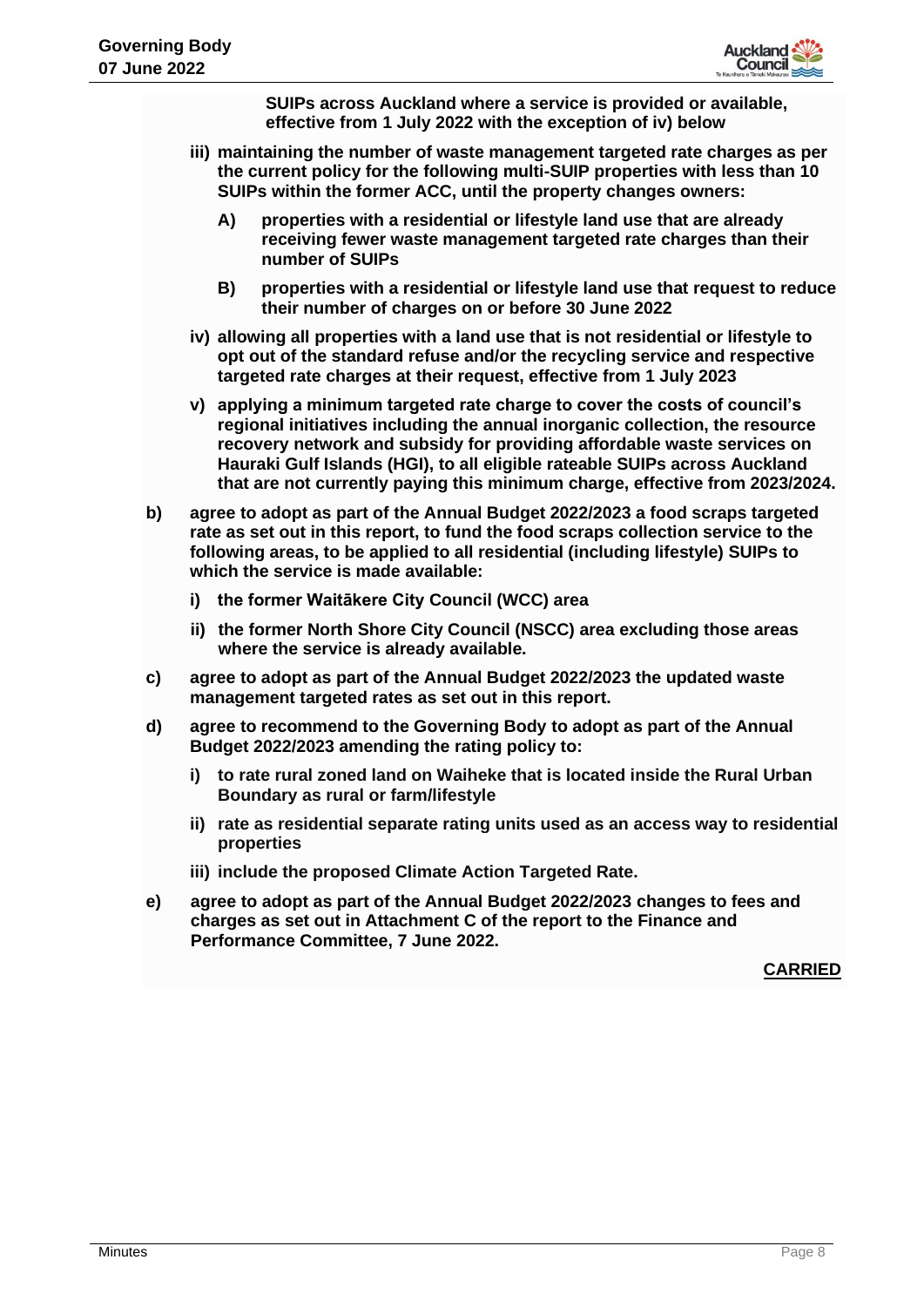**SUIPs across Auckland where a service is provided or available, effective from 1 July 2022 with the exception of iv) below**

- **iii) maintaining the number of waste management targeted rate charges as per the current policy for the following multi-SUIP properties with less than 10 SUIPs within the former ACC, until the property changes owners:**
  - **A) properties with a residential or lifestyle land use that are already receiving fewer waste management targeted rate charges than their number of SUIPs**
  - **B) properties with a residential or lifestyle land use that request to reduce their number of charges on or before 30 June 2022**
- **iv) allowing all properties with a land use that is not residential or lifestyle to opt out of the standard refuse and/or the recycling service and respective targeted rate charges at their request, effective from 1 July 2023**
- **v) applying a minimum targeted rate charge to cover the costs of council's regional initiatives including the annual inorganic collection, the resource recovery network and subsidy for providing affordable waste services on Hauraki Gulf Islands (HGI), to all eligible rateable SUIPs across Auckland that are not currently paying this minimum charge, effective from 2023/2024.**

**b) agree to adopt as part of the Annual Budget 2022/2023 a food scraps targeted rate as set out in this report, to fund the food scraps collection service to the following areas, to be applied to all residential (including lifestyle) SUIPs to which the service is made available:**

- **i) the former Waitākere City Council (WCC) area**
- **ii) the former North Shore City Council (NSCC) area excluding those areas where the service is already available.**

**c) agree to adopt as part of the Annual Budget 2022/2023 the updated waste management targeted rates as set out in this report.**

**d) agree to recommend to the Governing Body to adopt as part of the Annual Budget 2022/2023 amending the rating policy to:**

- **i) to rate rural zoned land on Waiheke that is located inside the Rural Urban Boundary as rural or farm/lifestyle**
- **ii) rate as residential separate rating units used as an access way to residential properties**
- **iii) include the proposed Climate Action Targeted Rate.**

**e) agree to adopt as part of the Annual Budget 2022/2023 changes to fees and charges as set out in Attachment C of the report to the Finance and Performance Committee, 7 June 2022.**

**CARRIED**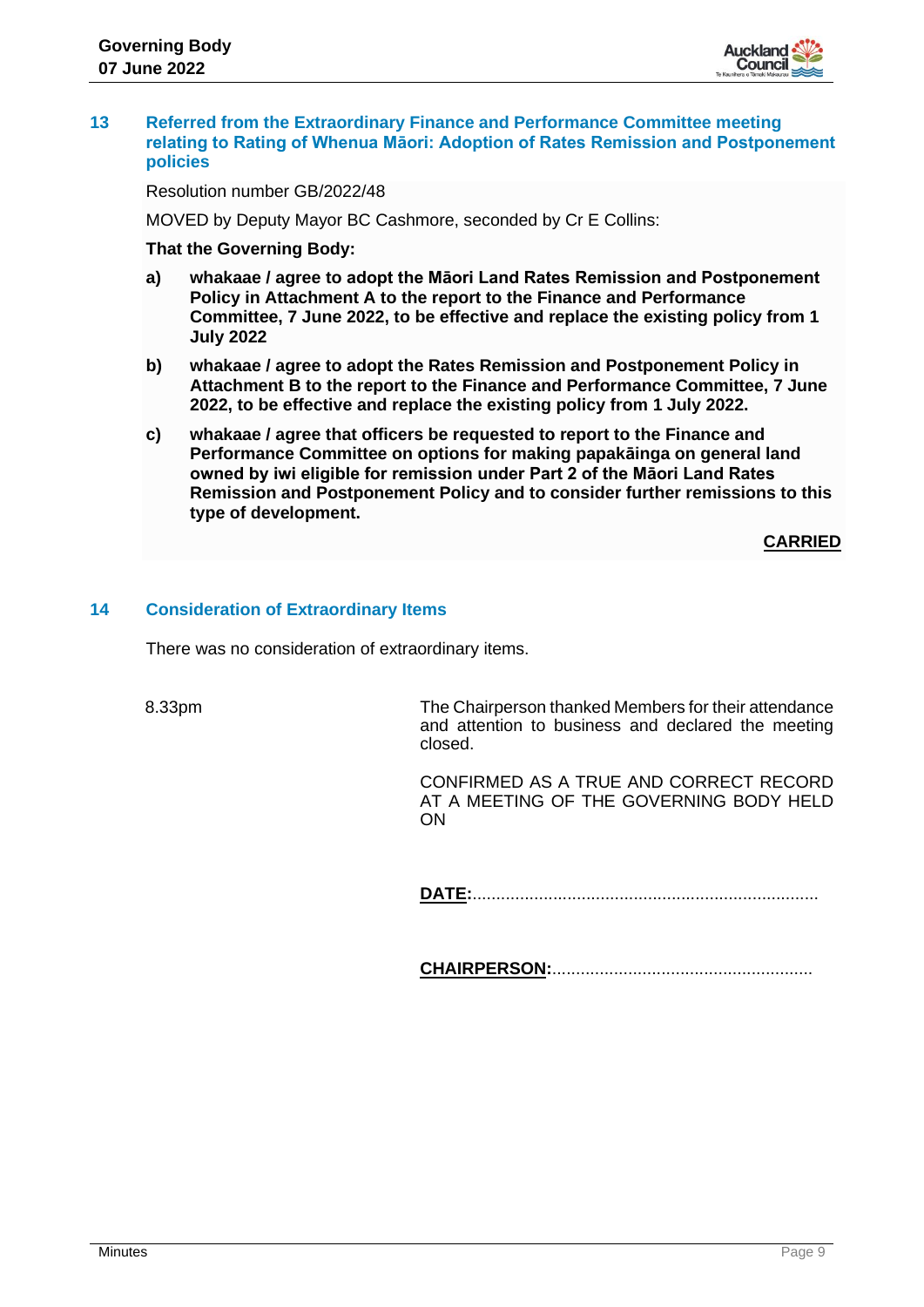## 13 Referred from the Extraordinary Finance and Performance Committee meeting relating to Rating of Whenua Māori: Adoption of Rates Remission and Postponement policies

Resolution number GB/2022/48

MOVED by Deputy Mayor BC Cashmore, seconded by Cr E Collins:

**That the Governing Body:**

**a) whakaae / agree to adopt the Māori Land Rates Remission and Postponement Policy in Attachment A to the report to the Finance and Performance Committee, 7 June 2022, to be effective and replace the existing policy from 1 July 2022**

**b) whakaae / agree to adopt the Rates Remission and Postponement Policy in Attachment B to the report to the Finance and Performance Committee, 7 June 2022, to be effective and replace the existing policy from 1 July 2022.**

**c) whakaae / agree that officers be requested to report to the Finance and Performance Committee on options for making papakāinga on general land owned by iwi eligible for remission under Part 2 of the Māori Land Rates Remission and Postponement Policy and to consider further remissions to this type of development.**

**CARRIED**

## 14 Consideration of Extraordinary Items

There was no consideration of extraordinary items.

8.33pm

The Chairperson thanked Members for their attendance and attention to business and declared the meeting closed.

CONFIRMED AS A TRUE AND CORRECT RECORD AT A MEETING OF THE GOVERNING BODY HELD ON

**DATE:**.........................................................................

**CHAIRPERSON:**.......................................................